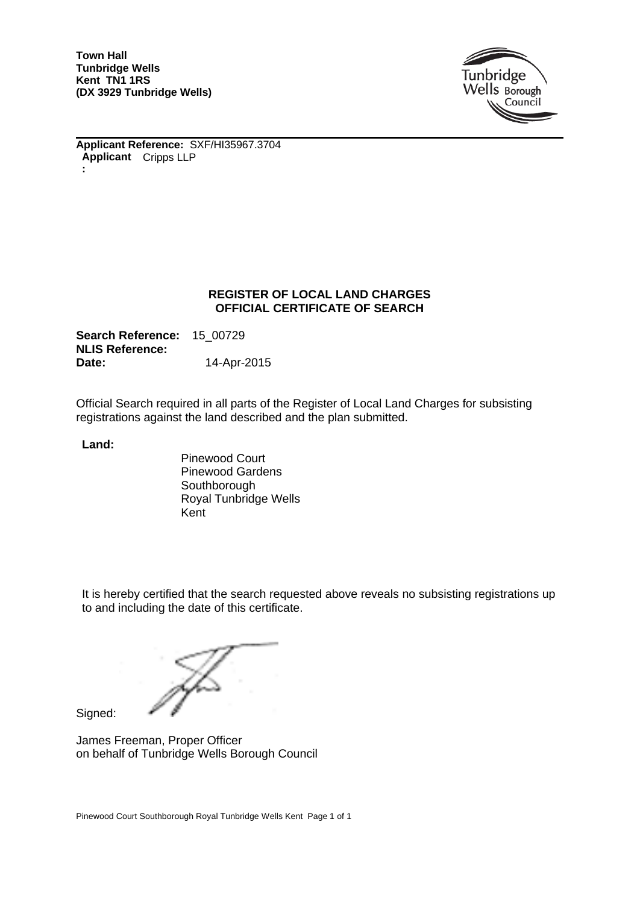**Town Hall**
**Tunbridge Wells**
**Kent TN1 1RS**
**(DX 3929 Tunbridge Wells)**

Tunbridge Wells Borough Council

**Applicant Reference:** SXF/HI35967.3704
**Applicant:** Cripps LLP

## REGISTER OF LOCAL LAND CHARGES
## OFFICIAL CERTIFICATE OF SEARCH

**Search Reference:** 15_00729
**NLIS Reference:**
**Date:** 14-Apr-2015

Official Search required in all parts of the Register of Local Land Charges for subsisting registrations against the land described and the plan submitted.

**Land:**

Pinewood Court
Pinewood Gardens
Southborough
Royal Tunbridge Wells
Kent

It is hereby certified that the search requested above reveals no subsisting registrations up to and including the date of this certificate.

Signed:

James Freeman, Proper Officer
on behalf of Tunbridge Wells Borough Council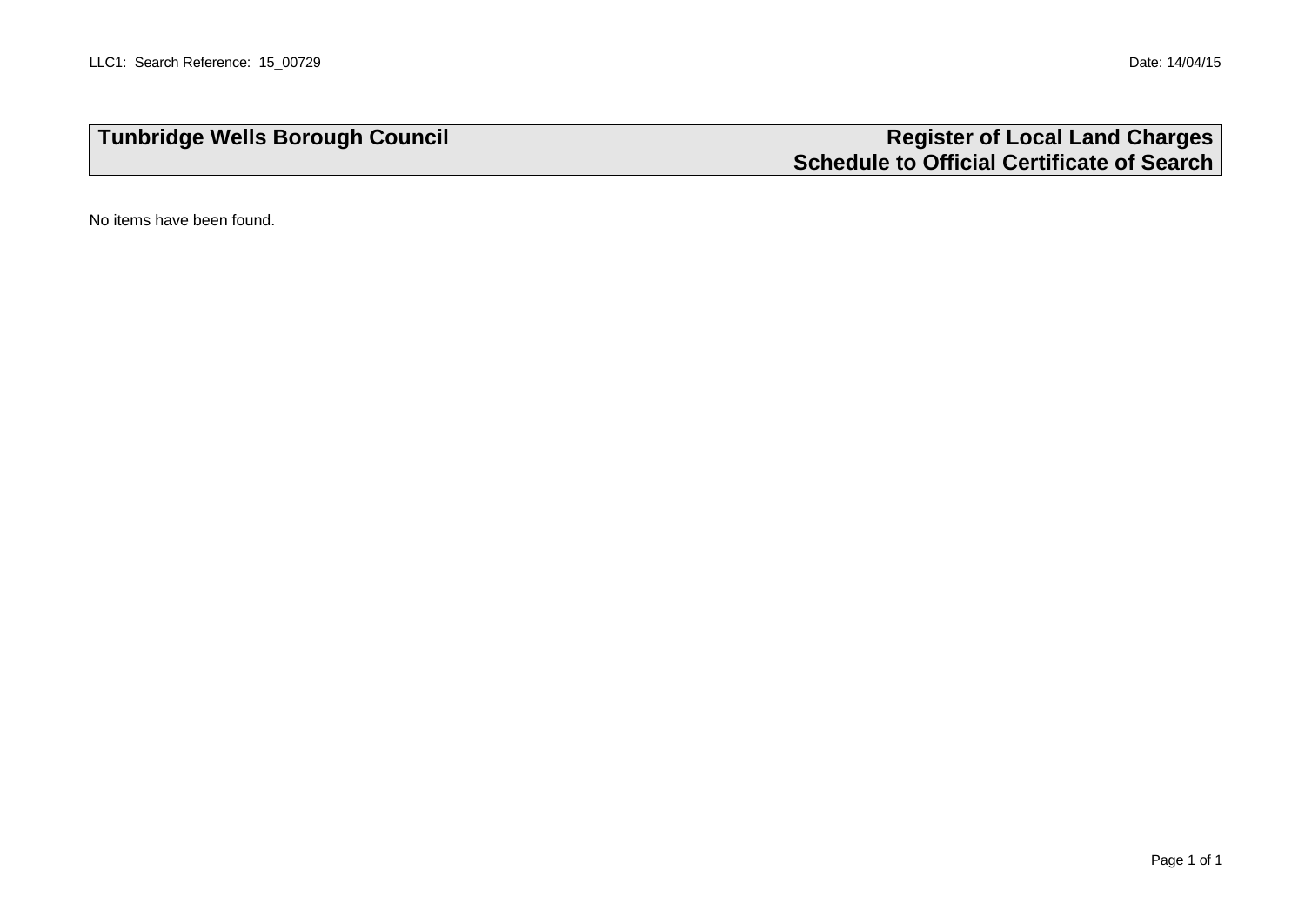LLC1: Search Reference: 15_00729 Date: 14/04/15

| Tunbridge Wells Borough Council | Register of Local Land Charges<br>Schedule to Official Certificate of Search |
|---|---|

No items have been found.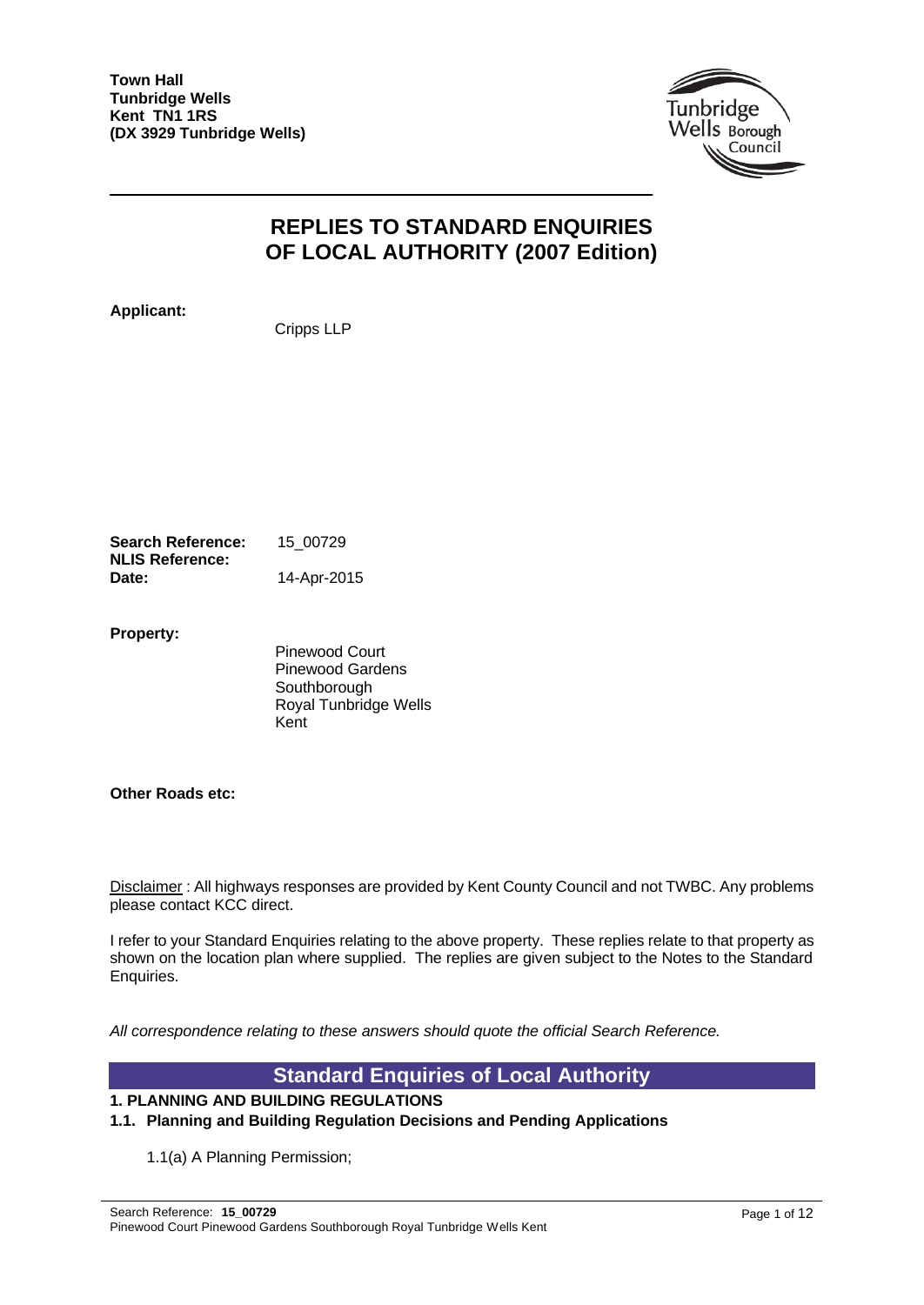**Town Hall**
**Tunbridge Wells**
**Kent TN1 1RS**
**(DX 3929 Tunbridge Wells)**

# REPLIES TO STANDARD ENQUIRIES OF LOCAL AUTHORITY (2007 Edition)

**Applicant:**

Cripps LLP

| | |
|---|---|
| **Search Reference:** | 15_00729 |
| **NLIS Reference:** | |
| **Date:** | 14-Apr-2015 |

**Property:**

Pinewood Court
Pinewood Gardens
Southborough
Royal Tunbridge Wells
Kent

**Other Roads etc:**

Disclaimer : All highways responses are provided by Kent County Council and not TWBC. Any problems please contact KCC direct.

I refer to your Standard Enquiries relating to the above property. These replies relate to that property as shown on the location plan where supplied. The replies are given subject to the Notes to the Standard Enquiries.

*All correspondence relating to these answers should quote the official Search Reference.*

## Standard Enquiries of Local Authority

### 1. PLANNING AND BUILDING REGULATIONS

#### 1.1. Planning and Building Regulation Decisions and Pending Applications

1.1(a) A Planning Permission;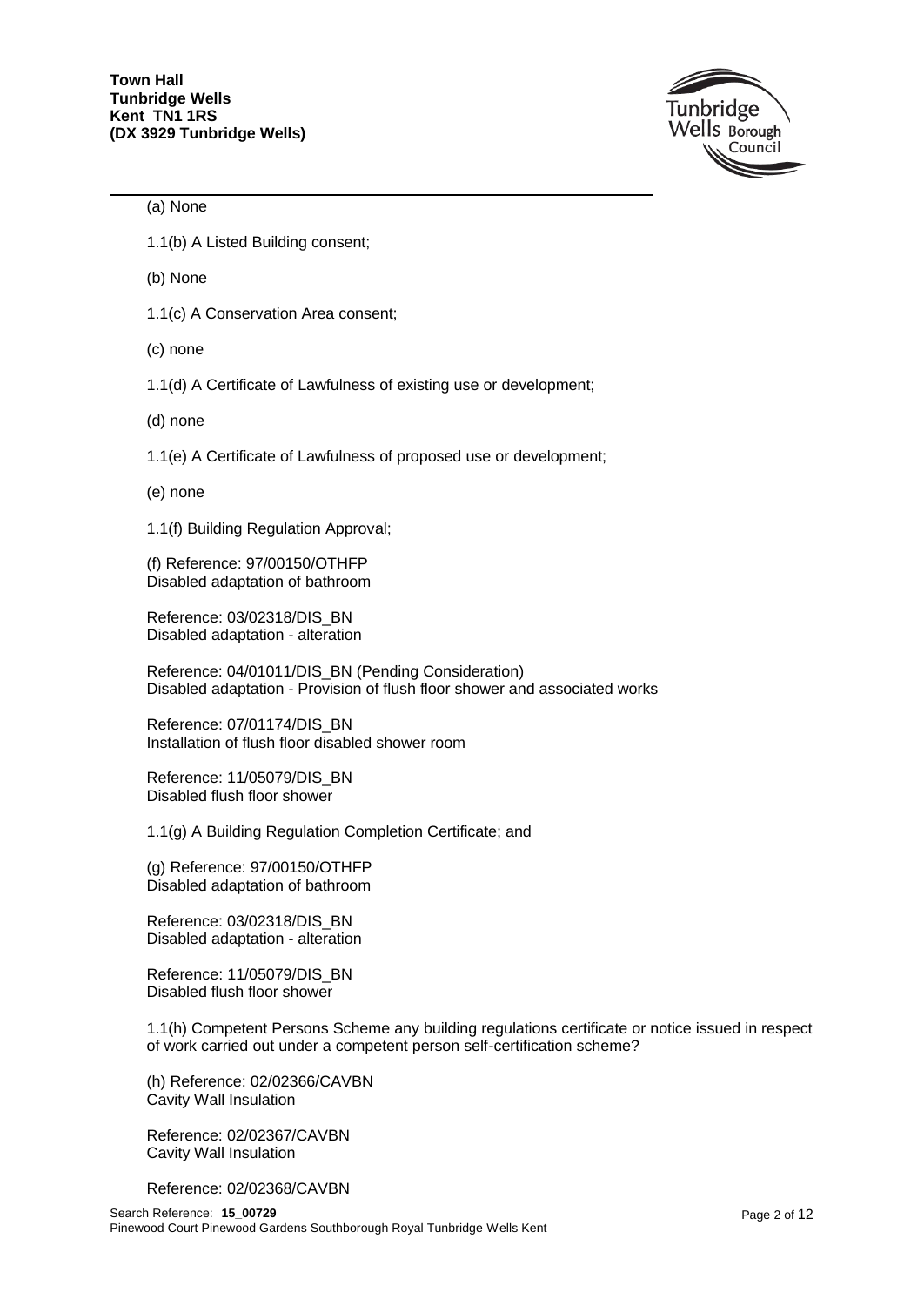(a) None

1.1(b) A Listed Building consent;

(b) None

1.1(c) A Conservation Area consent;

(c) none

1.1(d) A Certificate of Lawfulness of existing use or development;

(d) none

1.1(e) A Certificate of Lawfulness of proposed use or development;

(e) none

1.1(f) Building Regulation Approval;

(f) Reference: 97/00150/OTHFP
Disabled adaptation of bathroom

Reference: 03/02318/DIS_BN
Disabled adaptation - alteration

Reference: 04/01011/DIS_BN (Pending Consideration)
Disabled adaptation - Provision of flush floor shower and associated works

Reference: 07/01174/DIS_BN
Installation of flush floor disabled shower room

Reference: 11/05079/DIS_BN
Disabled flush floor shower

1.1(g) A Building Regulation Completion Certificate; and

(g) Reference: 97/00150/OTHFP
Disabled adaptation of bathroom

Reference: 03/02318/DIS_BN
Disabled adaptation - alteration

Reference: 11/05079/DIS_BN
Disabled flush floor shower

1.1(h) Competent Persons Scheme any building regulations certificate or notice issued in respect of work carried out under a competent person self-certification scheme?

(h) Reference: 02/02366/CAVBN
Cavity Wall Insulation

Reference: 02/02367/CAVBN
Cavity Wall Insulation

Reference: 02/02368/CAVBN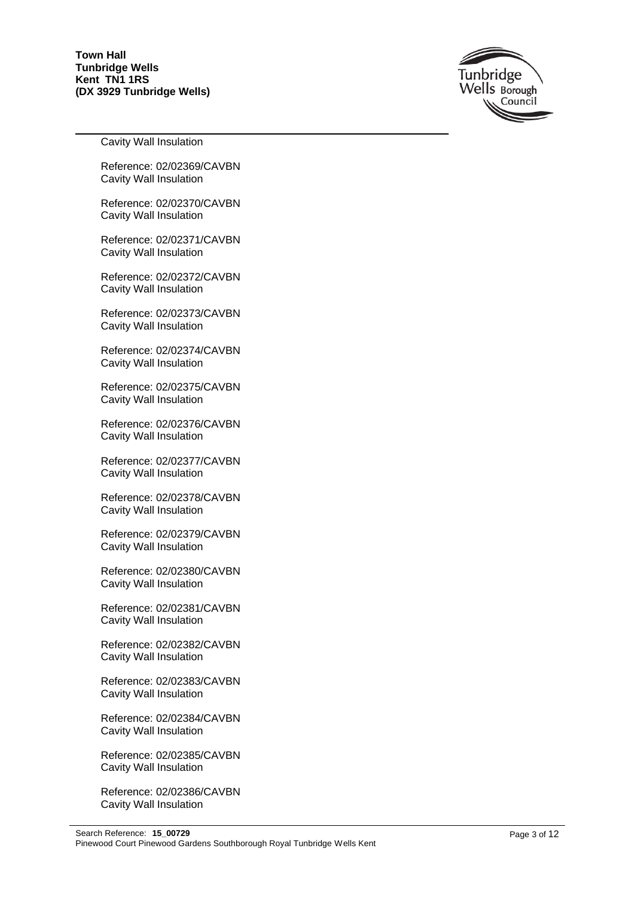Cavity Wall Insulation

Reference: 02/02369/CAVBN
Cavity Wall Insulation

Reference: 02/02370/CAVBN
Cavity Wall Insulation

Reference: 02/02371/CAVBN
Cavity Wall Insulation

Reference: 02/02372/CAVBN
Cavity Wall Insulation

Reference: 02/02373/CAVBN
Cavity Wall Insulation

Reference: 02/02374/CAVBN
Cavity Wall Insulation

Reference: 02/02375/CAVBN
Cavity Wall Insulation

Reference: 02/02376/CAVBN
Cavity Wall Insulation

Reference: 02/02377/CAVBN
Cavity Wall Insulation

Reference: 02/02378/CAVBN
Cavity Wall Insulation

Reference: 02/02379/CAVBN
Cavity Wall Insulation

Reference: 02/02380/CAVBN
Cavity Wall Insulation

Reference: 02/02381/CAVBN
Cavity Wall Insulation

Reference: 02/02382/CAVBN
Cavity Wall Insulation

Reference: 02/02383/CAVBN
Cavity Wall Insulation

Reference: 02/02384/CAVBN
Cavity Wall Insulation

Reference: 02/02385/CAVBN
Cavity Wall Insulation

Reference: 02/02386/CAVBN
Cavity Wall Insulation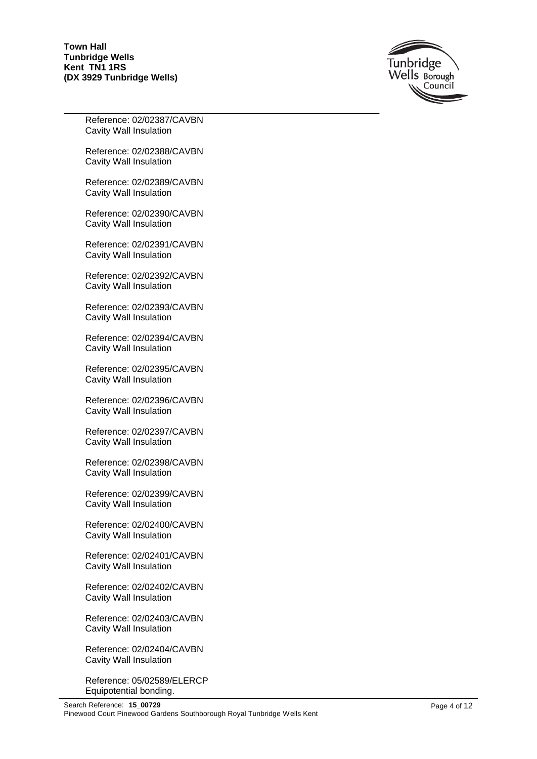Reference: 02/02387/CAVBN
Cavity Wall Insulation

Reference: 02/02388/CAVBN
Cavity Wall Insulation

Reference: 02/02389/CAVBN
Cavity Wall Insulation

Reference: 02/02390/CAVBN
Cavity Wall Insulation

Reference: 02/02391/CAVBN
Cavity Wall Insulation

Reference: 02/02392/CAVBN
Cavity Wall Insulation

Reference: 02/02393/CAVBN
Cavity Wall Insulation

Reference: 02/02394/CAVBN
Cavity Wall Insulation

Reference: 02/02395/CAVBN
Cavity Wall Insulation

Reference: 02/02396/CAVBN
Cavity Wall Insulation

Reference: 02/02397/CAVBN
Cavity Wall Insulation

Reference: 02/02398/CAVBN
Cavity Wall Insulation

Reference: 02/02399/CAVBN
Cavity Wall Insulation

Reference: 02/02400/CAVBN
Cavity Wall Insulation

Reference: 02/02401/CAVBN
Cavity Wall Insulation

Reference: 02/02402/CAVBN
Cavity Wall Insulation

Reference: 02/02403/CAVBN
Cavity Wall Insulation

Reference: 02/02404/CAVBN
Cavity Wall Insulation

Reference: 05/02589/ELERCP
Equipotential bonding.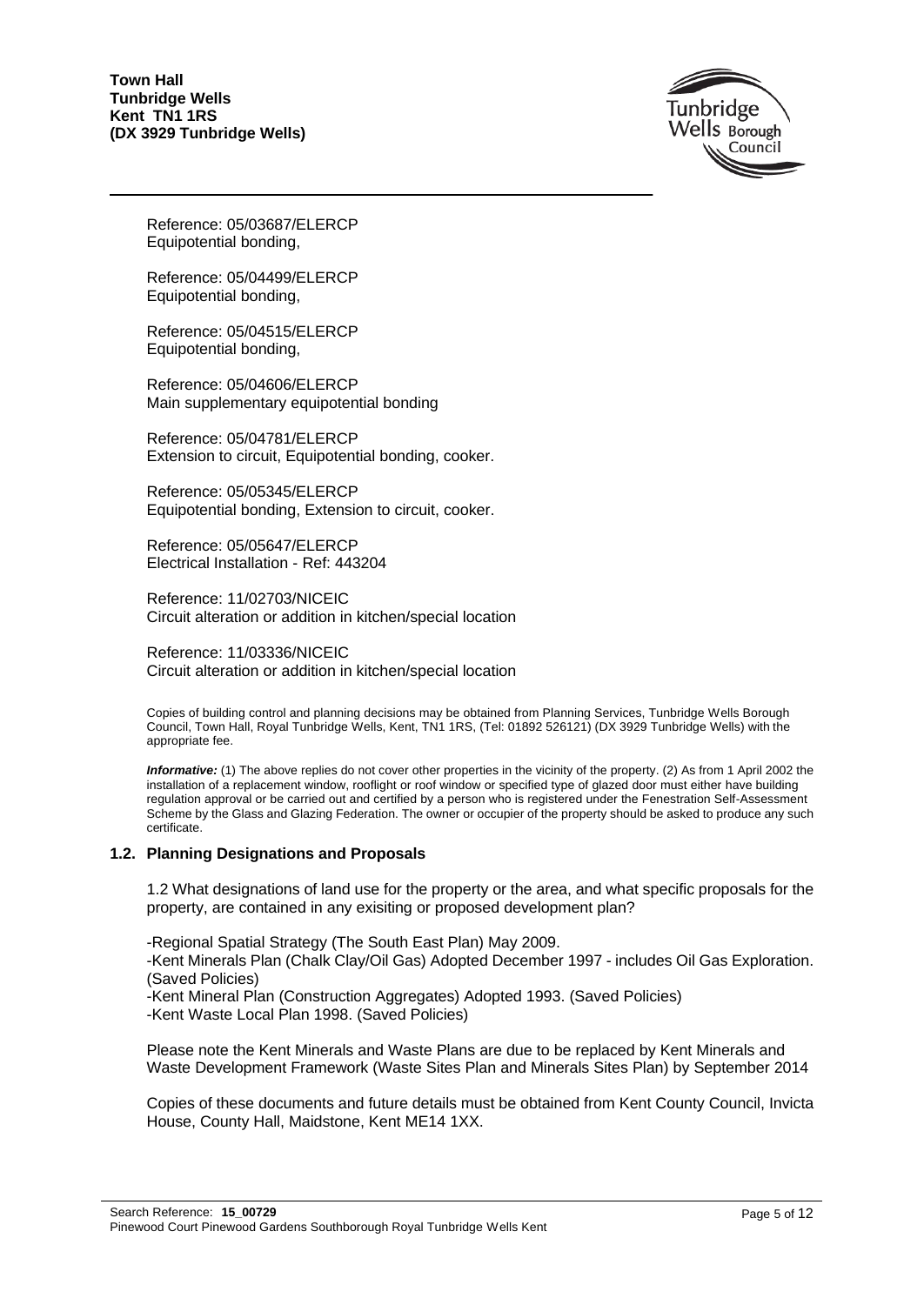Reference: 05/03687/ELERCP
Equipotential bonding,

Reference: 05/04499/ELERCP
Equipotential bonding,

Reference: 05/04515/ELERCP
Equipotential bonding,

Reference: 05/04606/ELERCP
Main supplementary equipotential bonding

Reference: 05/04781/ELERCP
Extension to circuit, Equipotential bonding, cooker.

Reference: 05/05345/ELERCP
Equipotential bonding, Extension to circuit, cooker.

Reference: 05/05647/ELERCP
Electrical Installation - Ref: 443204

Reference: 11/02703/NICEIC
Circuit alteration or addition in kitchen/special location

Reference: 11/03336/NICEIC
Circuit alteration or addition in kitchen/special location

Copies of building control and planning decisions may be obtained from Planning Services, Tunbridge Wells Borough Council, Town Hall, Royal Tunbridge Wells, Kent, TN1 1RS, (Tel: 01892 526121) (DX 3929 Tunbridge Wells) with the appropriate fee.

***Informative:*** (1) The above replies do not cover other properties in the vicinity of the property. (2) As from 1 April 2002 the installation of a replacement window, rooflight or roof window or specified type of glazed door must either have building regulation approval or be carried out and certified by a person who is registered under the Fenestration Self-Assessment Scheme by the Glass and Glazing Federation. The owner or occupier of the property should be asked to produce any such certificate.

### 1.2. Planning Designations and Proposals

1.2 What designations of land use for the property or the area, and what specific proposals for the property, are contained in any exisiting or proposed development plan?

-Regional Spatial Strategy (The South East Plan) May 2009.
-Kent Minerals Plan (Chalk Clay/Oil Gas) Adopted December 1997 - includes Oil Gas Exploration. (Saved Policies)
-Kent Mineral Plan (Construction Aggregates) Adopted 1993. (Saved Policies)
-Kent Waste Local Plan 1998. (Saved Policies)

Please note the Kent Minerals and Waste Plans are due to be replaced by Kent Minerals and Waste Development Framework (Waste Sites Plan and Minerals Sites Plan) by September 2014

Copies of these documents and future details must be obtained from Kent County Council, Invicta House, County Hall, Maidstone, Kent ME14 1XX.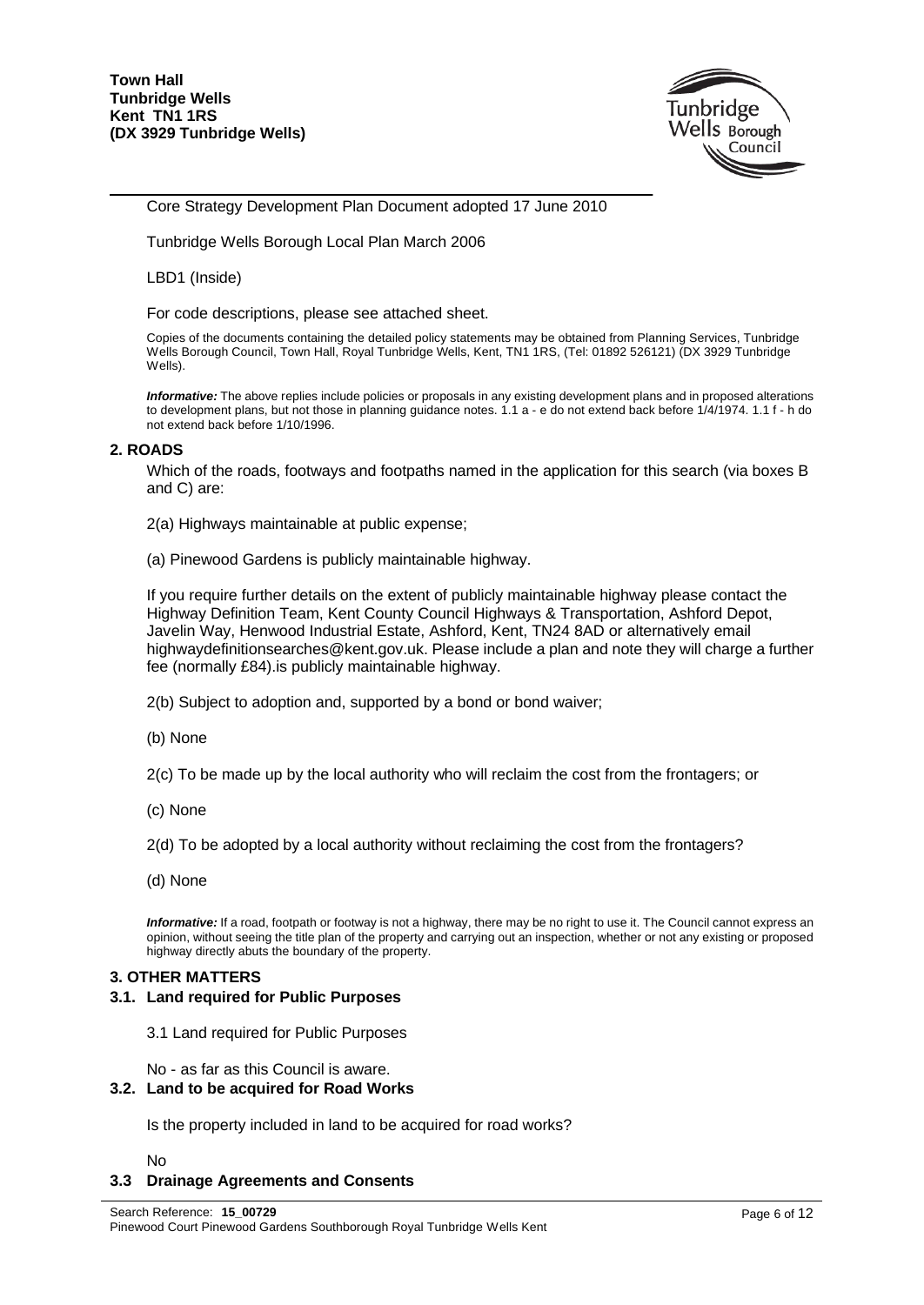**Town Hall**
**Tunbridge Wells**
**Kent TN1 1RS**
**(DX 3929 Tunbridge Wells)**

Core Strategy Development Plan Document adopted 17 June 2010

Tunbridge Wells Borough Local Plan March 2006

LBD1 (Inside)

For code descriptions, please see attached sheet.

Copies of the documents containing the detailed policy statements may be obtained from Planning Services, Tunbridge Wells Borough Council, Town Hall, Royal Tunbridge Wells, Kent, TN1 1RS, (Tel: 01892 526121) (DX 3929 Tunbridge Wells).

***Informative:*** The above replies include policies or proposals in any existing development plans and in proposed alterations to development plans, but not those in planning guidance notes. 1.1 a - e do not extend back before 1/4/1974. 1.1 f - h do not extend back before 1/10/1996.

## 2. ROADS

Which of the roads, footways and footpaths named in the application for this search (via boxes B and C) are:

2(a) Highways maintainable at public expense;

(a) Pinewood Gardens is publicly maintainable highway.

If you require further details on the extent of publicly maintainable highway please contact the Highway Definition Team, Kent County Council Highways & Transportation, Ashford Depot, Javelin Way, Henwood Industrial Estate, Ashford, Kent, TN24 8AD or alternatively email highwaydefinitionsearches@kent.gov.uk. Please include a plan and note they will charge a further fee (normally £84).is publicly maintainable highway.

2(b) Subject to adoption and, supported by a bond or bond waiver;

(b) None

2(c) To be made up by the local authority who will reclaim the cost from the frontagers; or

(c) None

2(d) To be adopted by a local authority without reclaiming the cost from the frontagers?

(d) None

***Informative:*** If a road, footpath or footway is not a highway, there may be no right to use it. The Council cannot express an opinion, without seeing the title plan of the property and carrying out an inspection, whether or not any existing or proposed highway directly abuts the boundary of the property.

## 3. OTHER MATTERS

### 3.1. Land required for Public Purposes

3.1 Land required for Public Purposes

No - as far as this Council is aware.

### 3.2. Land to be acquired for Road Works

Is the property included in land to be acquired for road works?

No

### 3.3 Drainage Agreements and Consents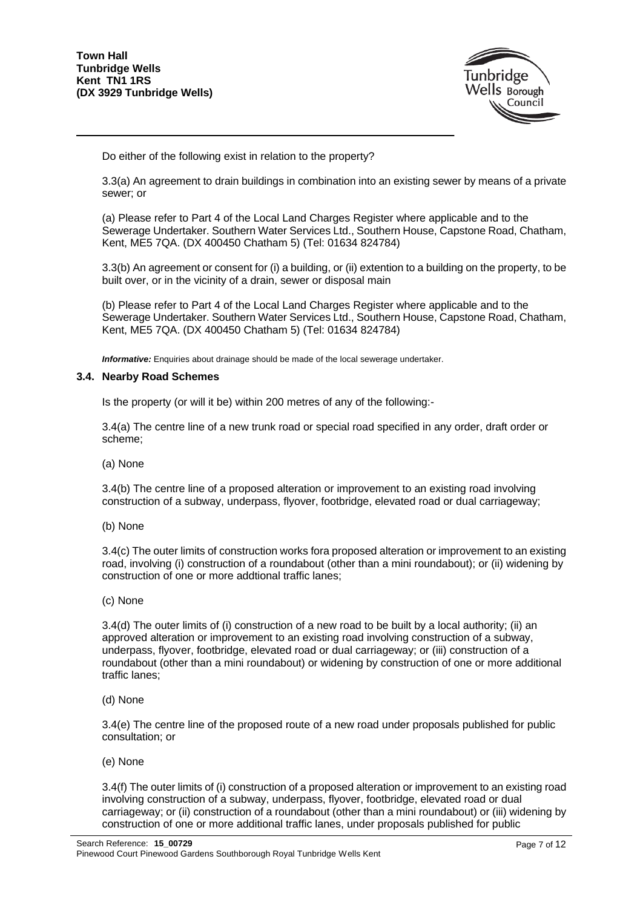Do either of the following exist in relation to the property?

3.3(a) An agreement to drain buildings in combination into an existing sewer by means of a private sewer; or

(a) Please refer to Part 4 of the Local Land Charges Register where applicable and to the Sewerage Undertaker. Southern Water Services Ltd., Southern House, Capstone Road, Chatham, Kent, ME5 7QA. (DX 400450 Chatham 5) (Tel: 01634 824784)

3.3(b) An agreement or consent for (i) a building, or (ii) extention to a building on the property, to be built over, or in the vicinity of a drain, sewer or disposal main

(b) Please refer to Part 4 of the Local Land Charges Register where applicable and to the Sewerage Undertaker. Southern Water Services Ltd., Southern House, Capstone Road, Chatham, Kent, ME5 7QA. (DX 400450 Chatham 5) (Tel: 01634 824784)

***Informative:*** Enquiries about drainage should be made of the local sewerage undertaker.

### 3.4. Nearby Road Schemes

Is the property (or will it be) within 200 metres of any of the following:-

3.4(a) The centre line of a new trunk road or special road specified in any order, draft order or scheme;

(a) None

3.4(b) The centre line of a proposed alteration or improvement to an existing road involving construction of a subway, underpass, flyover, footbridge, elevated road or dual carriageway;

(b) None

3.4(c) The outer limits of construction works fora proposed alteration or improvement to an existing road, involving (i) construction of a roundabout (other than a mini roundabout); or (ii) widening by construction of one or more addtional traffic lanes;

(c) None

3.4(d) The outer limits of (i) construction of a new road to be built by a local authority; (ii) an approved alteration or improvement to an existing road involving construction of a subway, underpass, flyover, footbridge, elevated road or dual carriageway; or (iii) construction of a roundabout (other than a mini roundabout) or widening by construction of one or more additional traffic lanes;

(d) None

3.4(e) The centre line of the proposed route of a new road under proposals published for public consultation; or

(e) None

3.4(f) The outer limits of (i) construction of a proposed alteration or improvement to an existing road involving construction of a subway, underpass, flyover, footbridge, elevated road or dual carriageway; or (ii) construction of a roundabout (other than a mini roundabout) or (iii) widening by construction of one or more additional traffic lanes, under proposals published for public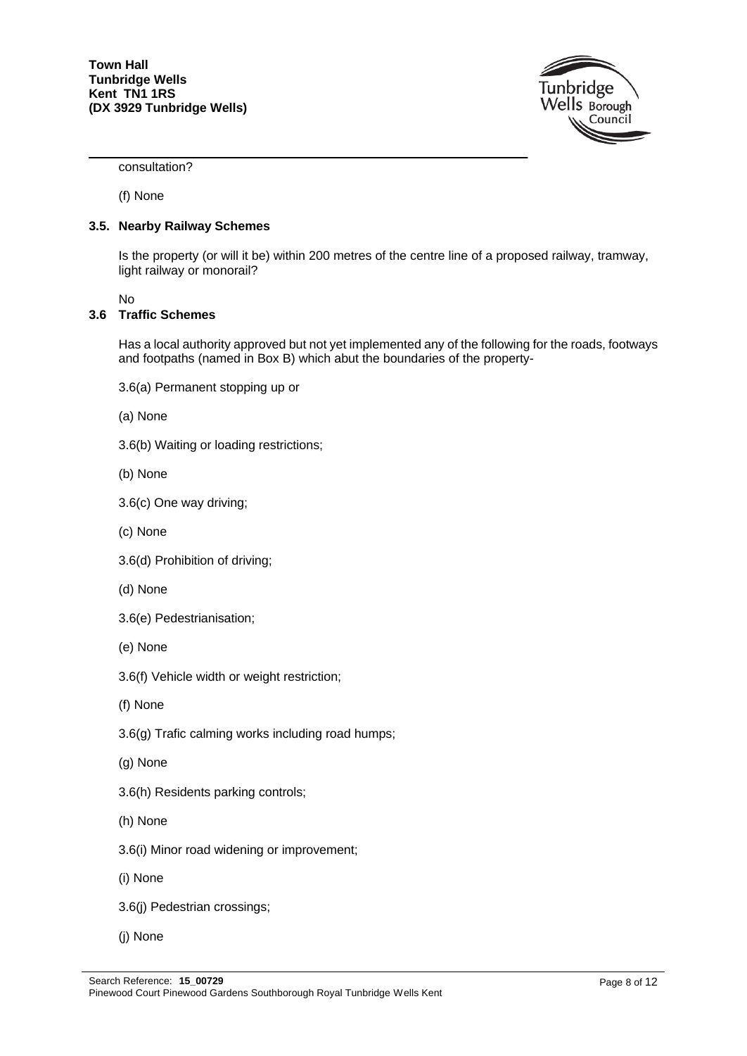consultation?

(f) None

### 3.5. Nearby Railway Schemes

Is the property (or will it be) within 200 metres of the centre line of a proposed railway, tramway, light railway or monorail?

No

### 3.6 Traffic Schemes

Has a local authority approved but not yet implemented any of the following for the roads, footways and footpaths (named in Box B) which abut the boundaries of the property-

3.6(a) Permanent stopping up or

(a) None

3.6(b) Waiting or loading restrictions;

(b) None

3.6(c) One way driving;

(c) None

3.6(d) Prohibition of driving;

(d) None

3.6(e) Pedestrianisation;

(e) None

3.6(f) Vehicle width or weight restriction;

(f) None

3.6(g) Trafic calming works including road humps;

(g) None

3.6(h) Residents parking controls;

(h) None

3.6(i) Minor road widening or improvement;

(i) None

3.6(j) Pedestrian crossings;

(j) None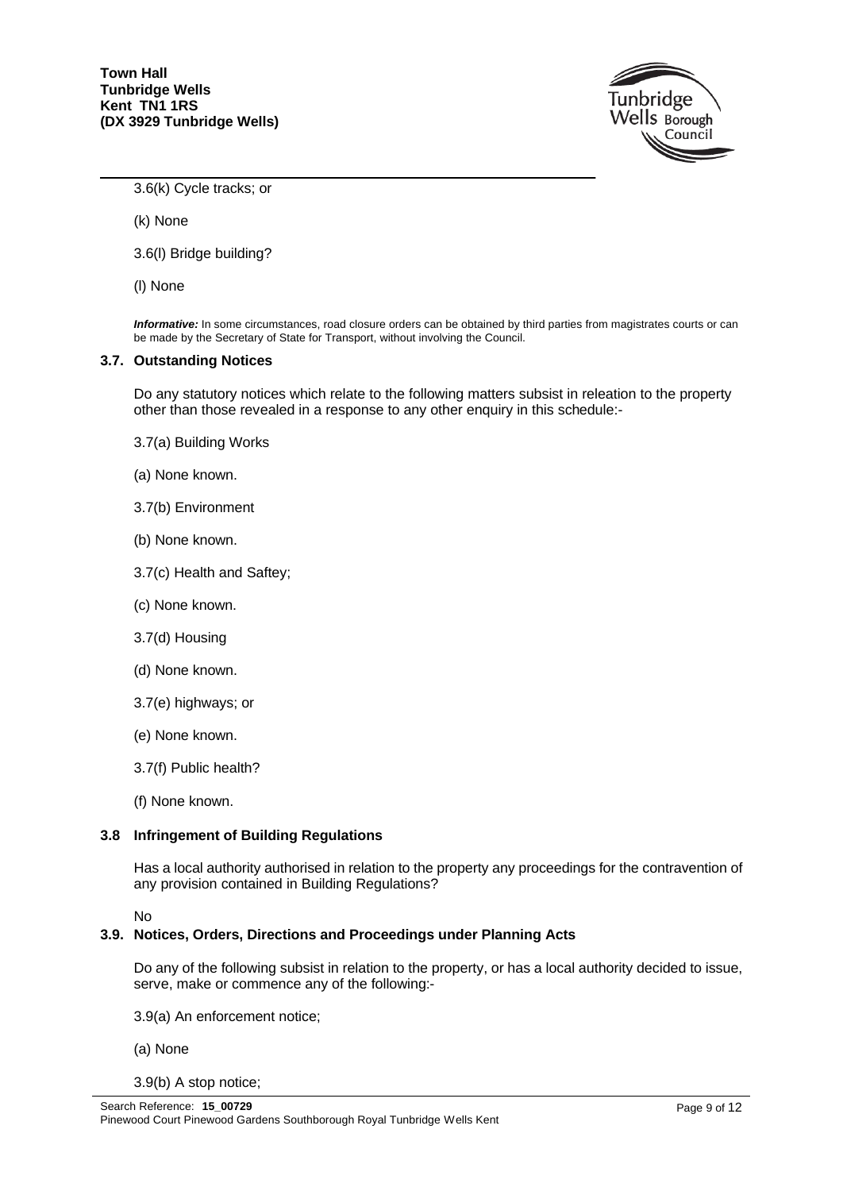3.6(k) Cycle tracks; or

(k) None

3.6(l) Bridge building?

(l) None

*Informative:* In some circumstances, road closure orders can be obtained by third parties from magistrates courts or can be made by the Secretary of State for Transport, without involving the Council.

### 3.7. Outstanding Notices

Do any statutory notices which relate to the following matters subsist in releation to the property other than those revealed in a response to any other enquiry in this schedule:-

3.7(a) Building Works

(a) None known.

3.7(b) Environment

(b) None known.

3.7(c) Health and Saftey;

(c) None known.

3.7(d) Housing

(d) None known.

3.7(e) highways; or

(e) None known.

3.7(f) Public health?

(f) None known.

### 3.8 Infringement of Building Regulations

Has a local authority authorised in relation to the property any proceedings for the contravention of any provision contained in Building Regulations?

No

### 3.9. Notices, Orders, Directions and Proceedings under Planning Acts

Do any of the following subsist in relation to the property, or has a local authority decided to issue, serve, make or commence any of the following:-

3.9(a) An enforcement notice;

(a) None

3.9(b) A stop notice;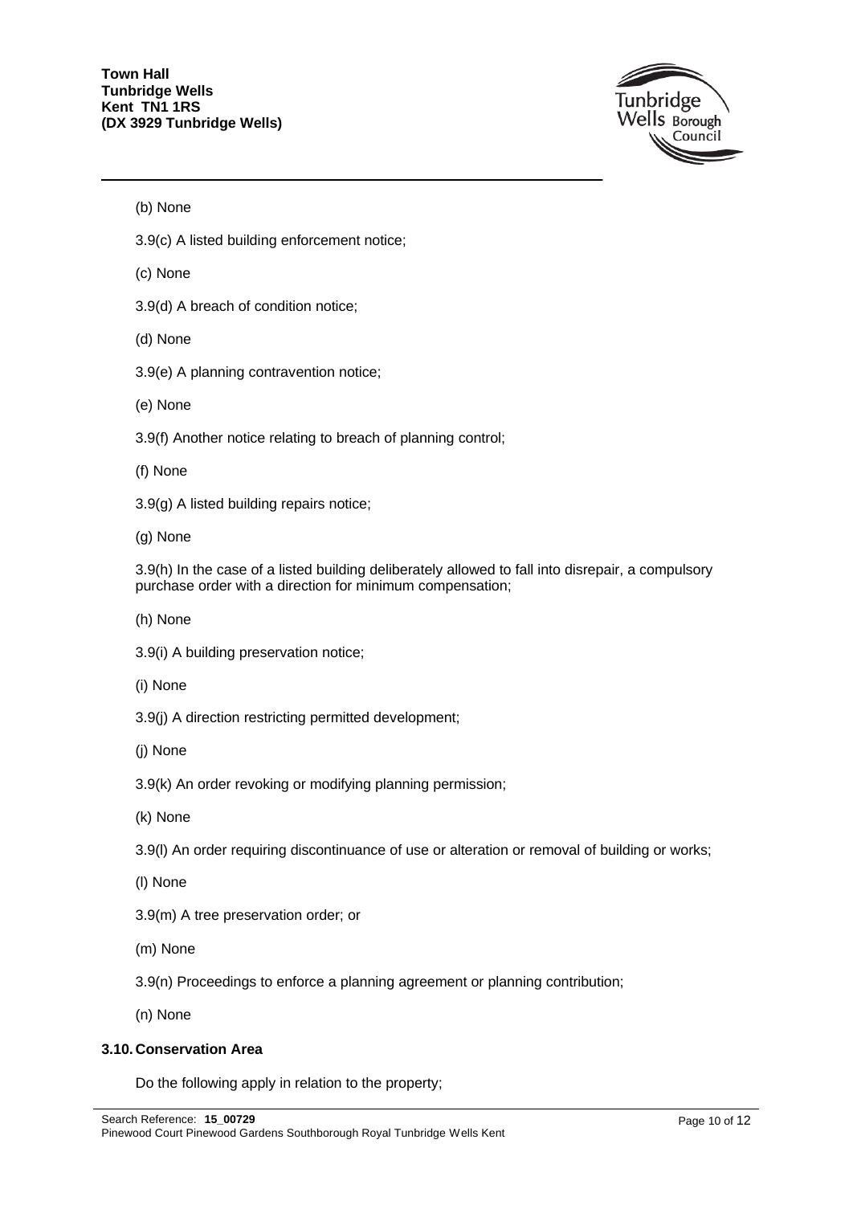(b) None

3.9(c) A listed building enforcement notice;

(c) None

3.9(d) A breach of condition notice;

(d) None

3.9(e) A planning contravention notice;

(e) None

3.9(f) Another notice relating to breach of planning control;

(f) None

3.9(g) A listed building repairs notice;

(g) None

3.9(h) In the case of a listed building deliberately allowed to fall into disrepair, a compulsory purchase order with a direction for minimum compensation;

(h) None

3.9(i) A building preservation notice;

(i) None

3.9(j) A direction restricting permitted development;

(j) None

3.9(k) An order revoking or modifying planning permission;

(k) None

3.9(l) An order requiring discontinuance of use or alteration or removal of building or works;

(l) None

3.9(m) A tree preservation order; or

(m) None

3.9(n) Proceedings to enforce a planning agreement or planning contribution;

(n) None

**3.10. Conservation Area**

Do the following apply in relation to the property;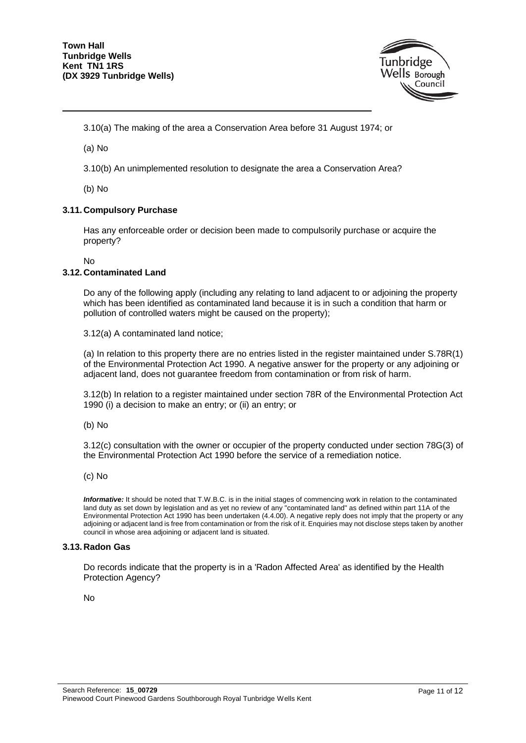3.10(a) The making of the area a Conservation Area before 31 August 1974; or

(a) No

3.10(b) An unimplemented resolution to designate the area a Conservation Area?

(b) No

### 3.11. Compulsory Purchase

Has any enforceable order or decision been made to compulsorily purchase or acquire the property?

No

### 3.12. Contaminated Land

Do any of the following apply (including any relating to land adjacent to or adjoining the property which has been identified as contaminated land because it is in such a condition that harm or pollution of controlled waters might be caused on the property);

3.12(a) A contaminated land notice;

(a) In relation to this property there are no entries listed in the register maintained under S.78R(1) of the Environmental Protection Act 1990. A negative answer for the property or any adjoining or adjacent land, does not guarantee freedom from contamination or from risk of harm.

3.12(b) In relation to a register maintained under section 78R of the Environmental Protection Act 1990 (i) a decision to make an entry; or (ii) an entry; or

(b) No

3.12(c) consultation with the owner or occupier of the property conducted under section 78G(3) of the Environmental Protection Act 1990 before the service of a remediation notice.

(c) No

***Informative:*** It should be noted that T.W.B.C. is in the initial stages of commencing work in relation to the contaminated land duty as set down by legislation and as yet no review of any "contaminated land" as defined within part 11A of the Environmental Protection Act 1990 has been undertaken (4.4.00). A negative reply does not imply that the property or any adjoining or adjacent land is free from contamination or from the risk of it. Enquiries may not disclose steps taken by another council in whose area adjoining or adjacent land is situated.

### 3.13. Radon Gas

Do records indicate that the property is in a 'Radon Affected Area' as identified by the Health Protection Agency?

No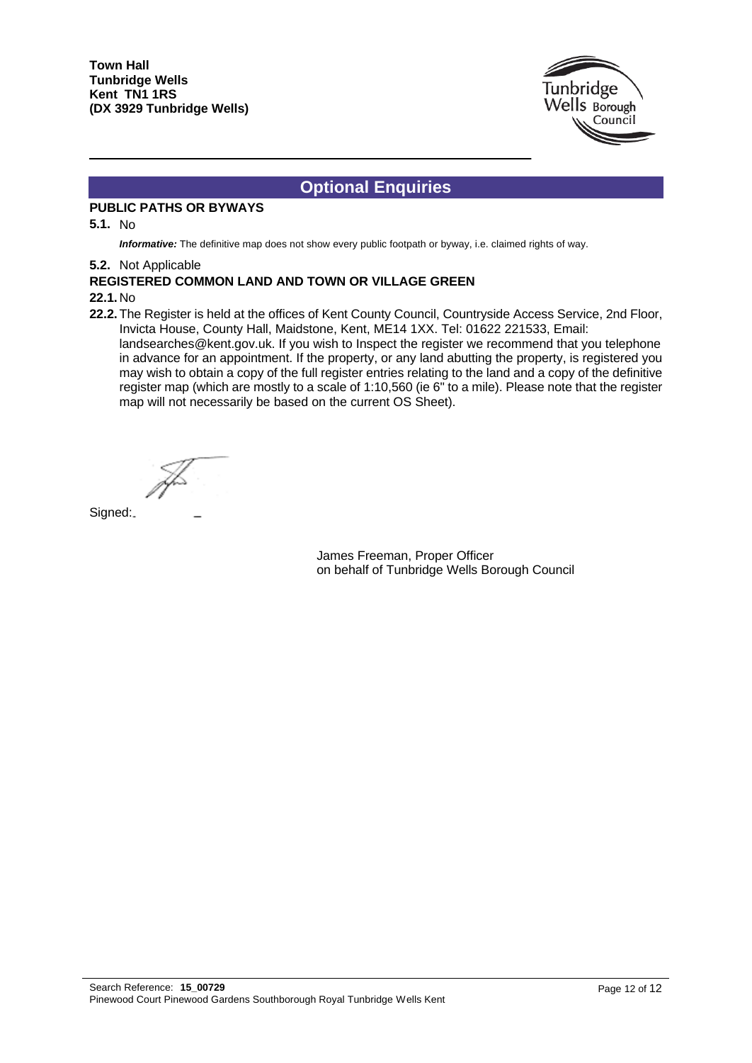**Town Hall**
**Tunbridge Wells**
**Kent TN1 1RS**
**(DX 3929 Tunbridge Wells)**

## Optional Enquiries

### PUBLIC PATHS OR BYWAYS

**5.1.** No

*Informative:* The definitive map does not show every public footpath or byway, i.e. claimed rights of way.

**5.2.** Not Applicable

### REGISTERED COMMON LAND AND TOWN OR VILLAGE GREEN

**22.1.** No

**22.2.** The Register is held at the offices of Kent County Council, Countryside Access Service, 2nd Floor, Invicta House, County Hall, Maidstone, Kent, ME14 1XX. Tel: 01622 221533, Email: landsearches@kent.gov.uk. If you wish to Inspect the register we recommend that you telephone in advance for an appointment. If the property, or any land abutting the property, is registered you may wish to obtain a copy of the full register entries relating to the land and a copy of the definitive register map (which are mostly to a scale of 1:10,560 (ie 6" to a mile). Please note that the register map will not necessarily be based on the current OS Sheet).

Signed:

James Freeman, Proper Officer
on behalf of Tunbridge Wells Borough Council

Search Reference: **15_00729**
Pinewood Court Pinewood Gardens Southborough Royal Tunbridge Wells Kent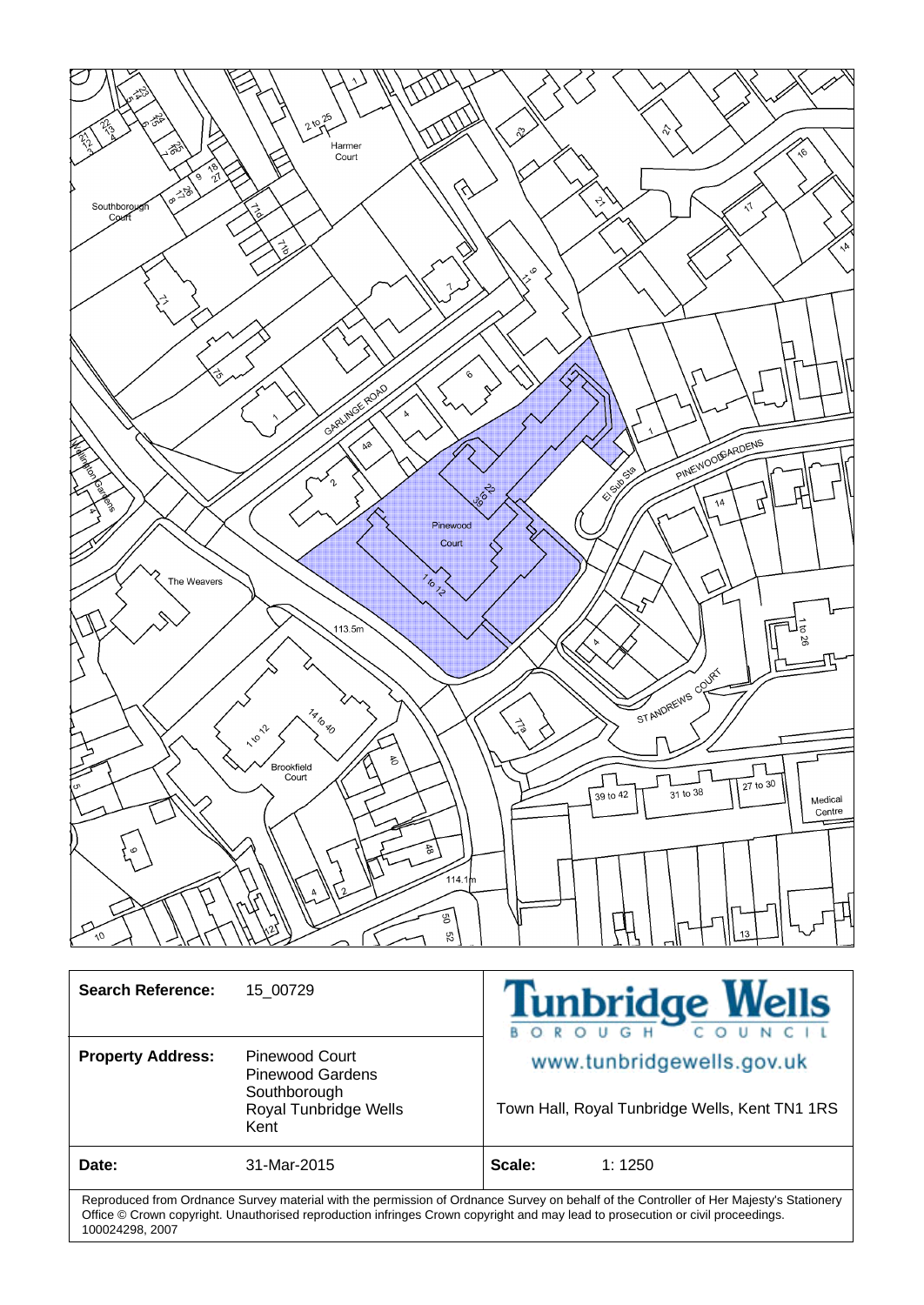| Search Reference: | 15_00729 | Tunbridge Wells BOROUGH COUNCIL |
| --- | --- | --- |
| Property Address: | Pinewood Court<br>Pinewood Gardens<br>Southborough<br>Royal Tunbridge Wells<br>Kent | www.tunbridgewells.gov.uk<br><br>Town Hall, Royal Tunbridge Wells, Kent TN1 1RS |
| Date: | 31-Mar-2015 | Scale: 1: 1250 |

Reproduced from Ordnance Survey material with the permission of Ordnance Survey on behalf of the Controller of Her Majesty's Stationery Office © Crown copyright. Unauthorised reproduction infringes Crown copyright and may lead to prosecution or civil proceedings. 100024298, 2007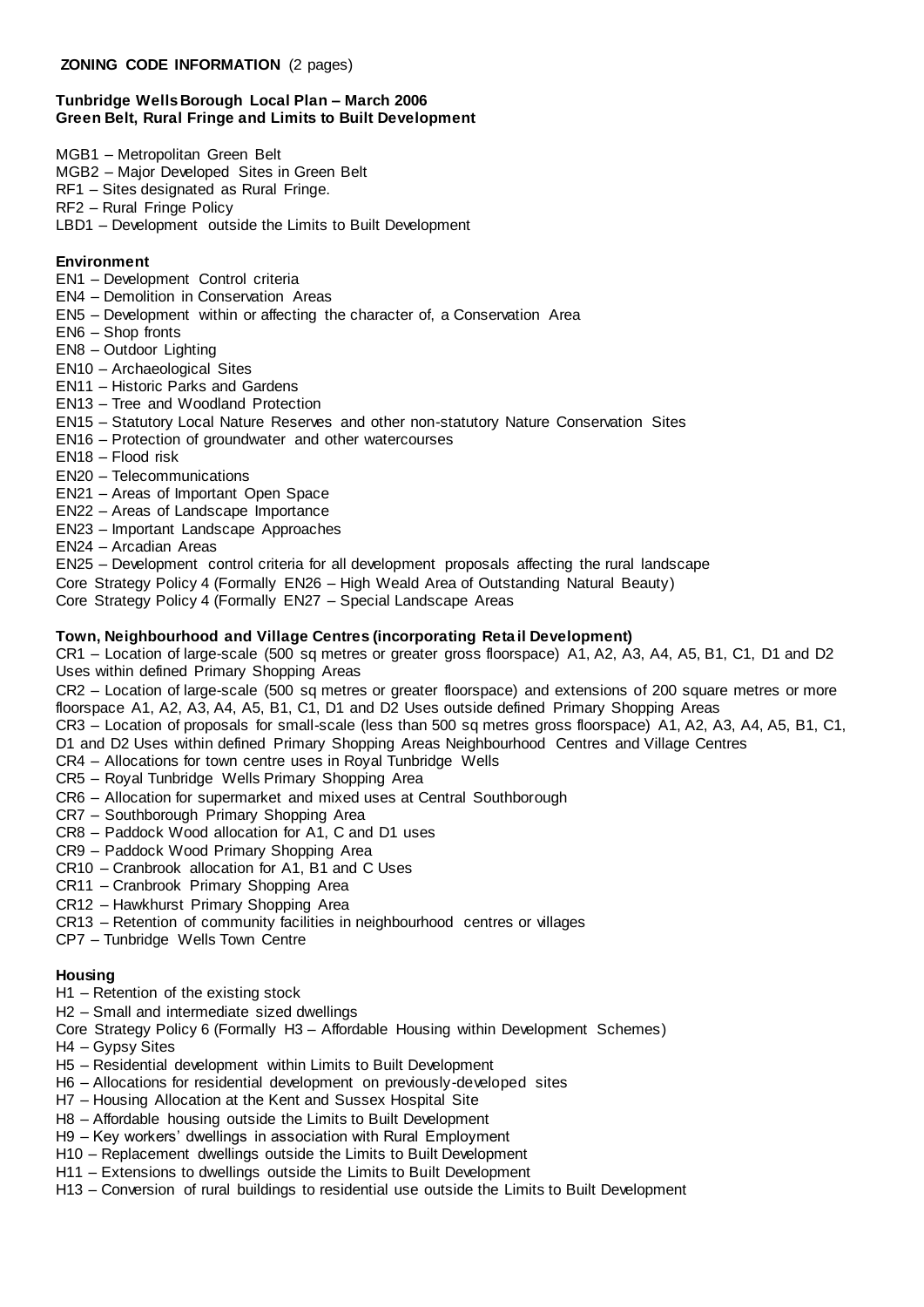**ZONING CODE INFORMATION** (2 pages)

**Tunbridge Wells Borough Local Plan – March 2006**
**Green Belt, Rural Fringe and Limits to Built Development**

MGB1 – Metropolitan Green Belt
MGB2 – Major Developed Sites in Green Belt
RF1 – Sites designated as Rural Fringe.
RF2 – Rural Fringe Policy
LBD1 – Development outside the Limits to Built Development

**Environment**

EN1 – Development Control criteria
EN4 – Demolition in Conservation Areas
EN5 – Development within or affecting the character of, a Conservation Area
EN6 – Shop fronts
EN8 – Outdoor Lighting
EN10 – Archaeological Sites
EN11 – Historic Parks and Gardens
EN13 – Tree and Woodland Protection
EN15 – Statutory Local Nature Reserves and other non-statutory Nature Conservation Sites
EN16 – Protection of groundwater and other watercourses
EN18 – Flood risk
EN20 – Telecommunications
EN21 – Areas of Important Open Space
EN22 – Areas of Landscape Importance
EN23 – Important Landscape Approaches
EN24 – Arcadian Areas
EN25 – Development control criteria for all development proposals affecting the rural landscape
Core Strategy Policy 4 (Formally EN26 – High Weald Area of Outstanding Natural Beauty)
Core Strategy Policy 4 (Formally EN27 – Special Landscape Areas

**Town, Neighbourhood and Village Centres (incorporating Retail Development)**

CR1 – Location of large-scale (500 sq metres or greater gross floorspace) A1, A2, A3, A4, A5, B1, C1, D1 and D2 Uses within defined Primary Shopping Areas
CR2 – Location of large-scale (500 sq metres or greater floorspace) and extensions of 200 square metres or more floorspace A1, A2, A3, A4, A5, B1, C1, D1 and D2 Uses outside defined Primary Shopping Areas
CR3 – Location of proposals for small-scale (less than 500 sq metres gross floorspace) A1, A2, A3, A4, A5, B1, C1, D1 and D2 Uses within defined Primary Shopping Areas Neighbourhood Centres and Village Centres
CR4 – Allocations for town centre uses in Royal Tunbridge Wells
CR5 – Royal Tunbridge Wells Primary Shopping Area
CR6 – Allocation for supermarket and mixed uses at Central Southborough
CR7 – Southborough Primary Shopping Area
CR8 – Paddock Wood allocation for A1, C and D1 uses
CR9 – Paddock Wood Primary Shopping Area
CR10 – Cranbrook allocation for A1, B1 and C Uses
CR11 – Cranbrook Primary Shopping Area
CR12 – Hawkhurst Primary Shopping Area
CR13 – Retention of community facilities in neighbourhood centres or villages
CP7 – Tunbridge Wells Town Centre

**Housing**

H1 – Retention of the existing stock
H2 – Small and intermediate sized dwellings
Core Strategy Policy 6 (Formally H3 – Affordable Housing within Development Schemes)
H4 – Gypsy Sites
H5 – Residential development within Limits to Built Development
H6 – Allocations for residential development on previously-developed sites
H7 – Housing Allocation at the Kent and Sussex Hospital Site
H8 – Affordable housing outside the Limits to Built Development
H9 – Key workers' dwellings in association with Rural Employment
H10 – Replacement dwellings outside the Limits to Built Development
H11 – Extensions to dwellings outside the Limits to Built Development
H13 – Conversion of rural buildings to residential use outside the Limits to Built Development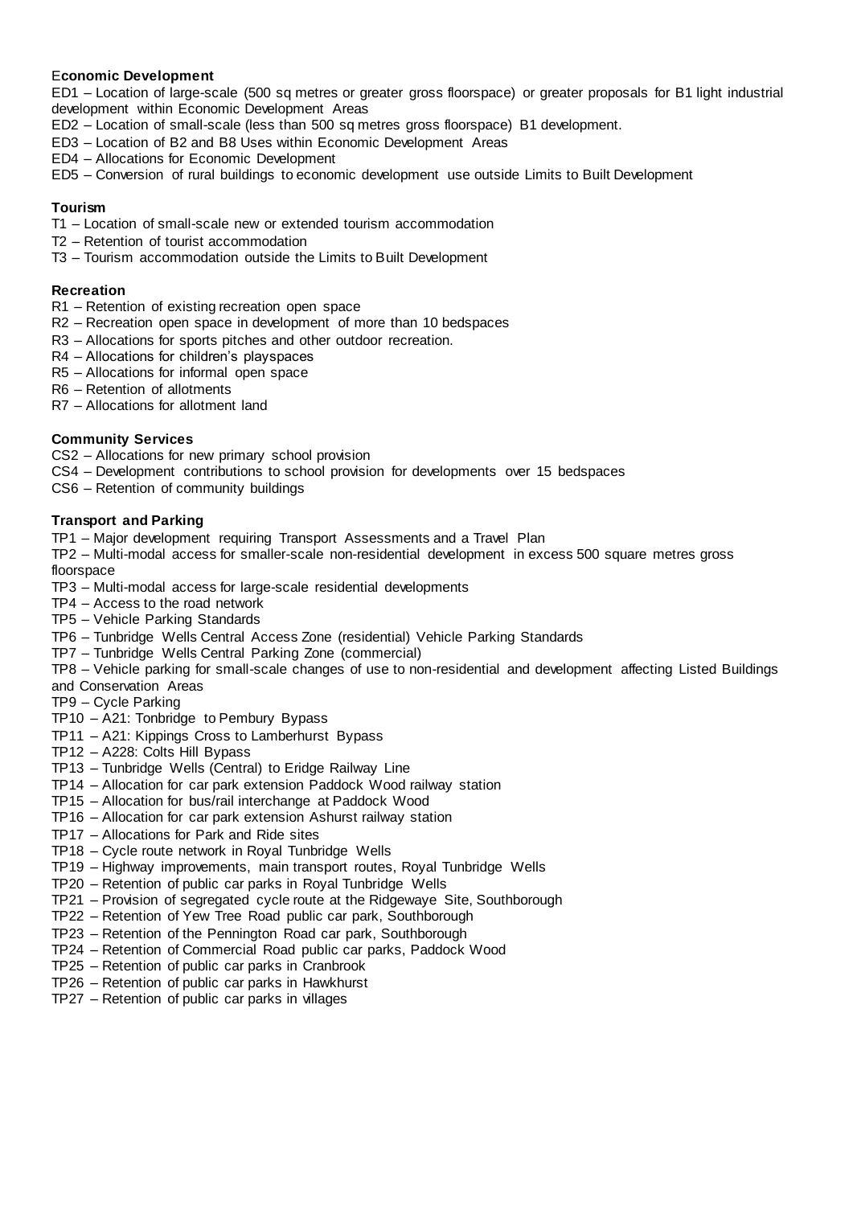**Economic Development**

ED1 – Location of large-scale (500 sq metres or greater gross floorspace) or greater proposals for B1 light industrial development within Economic Development Areas

ED2 – Location of small-scale (less than 500 sq metres gross floorspace) B1 development.

ED3 – Location of B2 and B8 Uses within Economic Development Areas

ED4 – Allocations for Economic Development

ED5 – Conversion of rural buildings to economic development use outside Limits to Built Development

**Tourism**

T1 – Location of small-scale new or extended tourism accommodation

T2 – Retention of tourist accommodation

T3 – Tourism accommodation outside the Limits to Built Development

**Recreation**

R1 – Retention of existing recreation open space

R2 – Recreation open space in development of more than 10 bedspaces

R3 – Allocations for sports pitches and other outdoor recreation.

R4 – Allocations for children's playspaces

R5 – Allocations for informal open space

R6 – Retention of allotments

R7 – Allocations for allotment land

**Community Services**

CS2 – Allocations for new primary school provision

CS4 – Development contributions to school provision for developments over 15 bedspaces

CS6 – Retention of community buildings

**Transport and Parking**

TP1 – Major development requiring Transport Assessments and a Travel Plan

TP2 – Multi-modal access for smaller-scale non-residential development in excess 500 square metres gross floorspace

TP3 – Multi-modal access for large-scale residential developments

TP4 – Access to the road network

TP5 – Vehicle Parking Standards

TP6 – Tunbridge Wells Central Access Zone (residential) Vehicle Parking Standards

TP7 – Tunbridge Wells Central Parking Zone (commercial)

TP8 – Vehicle parking for small-scale changes of use to non-residential and development affecting Listed Buildings and Conservation Areas

TP9 – Cycle Parking

TP10 – A21: Tonbridge to Pembury Bypass

TP11 – A21: Kippings Cross to Lamberhurst Bypass

TP12 – A228: Colts Hill Bypass

TP13 – Tunbridge Wells (Central) to Eridge Railway Line

TP14 – Allocation for car park extension Paddock Wood railway station

TP15 – Allocation for bus/rail interchange at Paddock Wood

TP16 – Allocation for car park extension Ashurst railway station

TP17 – Allocations for Park and Ride sites

TP18 – Cycle route network in Royal Tunbridge Wells

TP19 – Highway improvements, main transport routes, Royal Tunbridge Wells

TP20 – Retention of public car parks in Royal Tunbridge Wells

TP21 – Provision of segregated cycle route at the Ridgewaye Site, Southborough

TP22 – Retention of Yew Tree Road public car park, Southborough

TP23 – Retention of the Pennington Road car park, Southborough

TP24 – Retention of Commercial Road public car parks, Paddock Wood

TP25 – Retention of public car parks in Cranbrook

TP26 – Retention of public car parks in Hawkhurst

TP27 – Retention of public car parks in villages